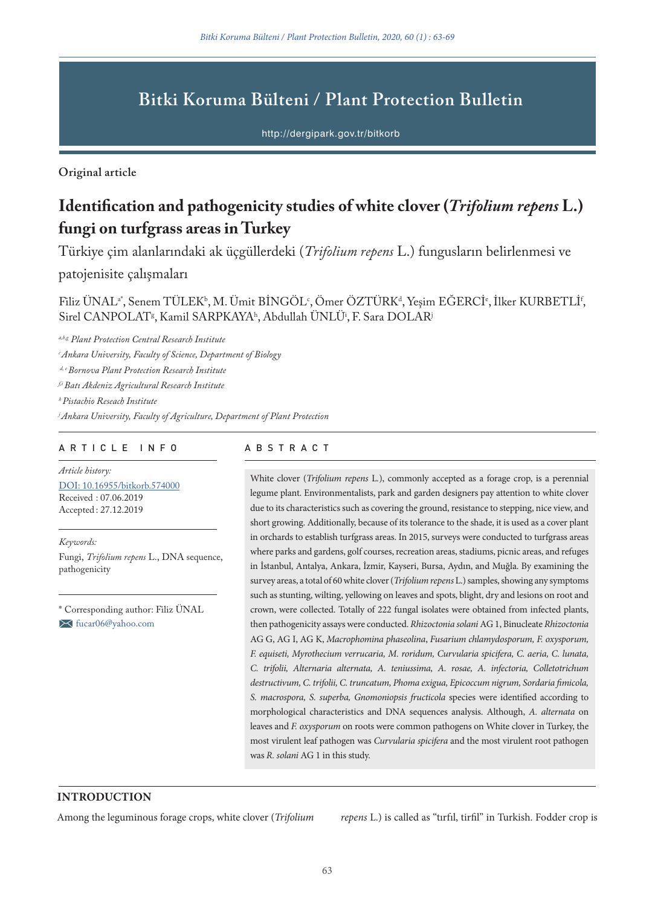# Bitki Koruma Bülteni / Plant Protection Bulletin

http://dergipark.gov.tr/bitkorb

**Original article**

# Identification and pathogenicity studies of white clover (*Trifolium repens* L.) fungi on turfgrass areas in Turkey

Türkiye çim alanlarındaki ak üçgüllerdeki (*Trifolium repens* L.) fungusların belirlenmesi ve patojenisite çalışmaları

Filiz ÜNAL[a*], Senem TÜLEK[b], M. Ümit BİNGÖL[c], Ömer ÖZTÜRK[d], Yeşim EĞERCİ[e], İlker KURBETLİ[f], Sirel CANPOLAT[g], Kamil SARPKAYA[h], Abdullah ÜNLÜ[i], F. Sara DOLAR[j]

*[a,b,g] Plant Protection Central Research Institute*
*[c] Ankara University, Faculty of Science, Department of Biology*
*[d, e] Bornova Plant Protection Research Institute*
*[f,i] Batı Akdeniz Agricultural Research Institute*
*[h] Pistachio Reseach Institute*
*[j] Ankara University, Faculty of Agriculture, Department of Plant Protection*

## ARTICLE INFO

*Article history:*
DOI: 10.16955/bitkorb.574000
Received : 07.06.2019
Accepted : 27.12.2019

*Keywords:*
Fungi, *Trifolium repens* L., DNA sequence, pathogenicity

\* Corresponding author: Filiz ÜNAL
fucar06@yahoo.com

## ABSTRACT

White clover (*Trifolium repens* L.), commonly accepted as a forage crop, is a perennial legume plant. Environmentalists, park and garden designers pay attention to white clover due to its characteristics such as covering the ground, resistance to stepping, nice view, and short growing. Additionally, because of its tolerance to the shade, it is used as a cover plant in orchards to establish turfgrass areas. In 2015, surveys were conducted to turfgrass areas where parks and gardens, golf courses, recreation areas, stadiums, picnic areas, and refuges in İstanbul, Antalya, Ankara, İzmir, Kayseri, Bursa, Aydın, and Muğla. By examining the survey areas, a total of 60 white clover (*Trifolium repens* L.) samples, showing any symptoms such as stunting, wilting, yellowing on leaves and spots, blight, dry and lesions on root and crown, were collected. Totally of 222 fungal isolates were obtained from infected plants, then pathogenicity assays were conducted. *Rhizoctonia solani* AG 1, Binucleate *Rhizoctonia* AG G, AG I, AG K, *Macrophomina phaseolina*, *Fusarium chlamydosporum, F. oxysporum, F. equiseti, Myrothecium verrucaria, M. roridum, Curvularia spicifera, C. aeria, C. lunata, C. trifolii, Alternaria alternata, A. teniussima, A. rosae, A. infectoria, Colletotrichum destructivum, C. trifolii, C. truncatum, Phoma exigua, Epicoccum nigrum, Sordaria fimicola, S. macrospora, S. superba, Gnomoniopsis fructicola* species were identified according to morphological characteristics and DNA sequences analysis. Although, *A. alternata* on leaves and *F. oxysporum* on roots were common pathogens on White clover in Turkey, the most virulent leaf pathogen was *Curvularia spicifera* and the most virulent root pathogen was *R. solani* AG 1 in this study.

## INTRODUCTION

Among the leguminous forage crops, white clover (*Trifolium repens* L.) is called as "tırfıl, tirfil" in Turkish. Fodder crop is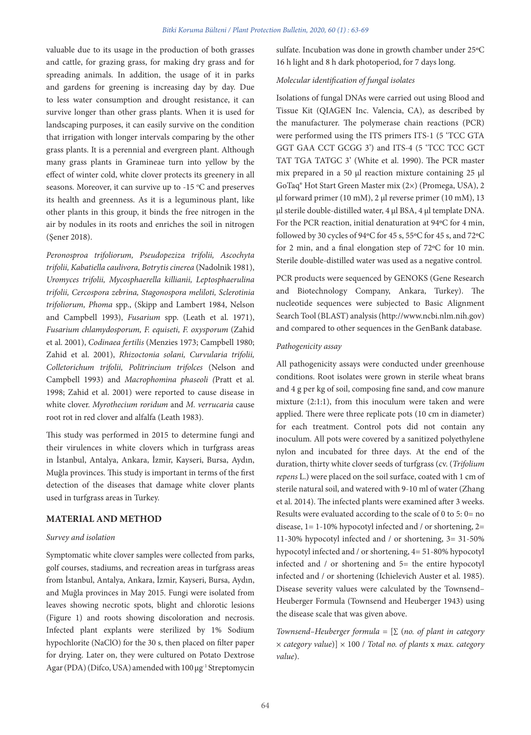valuable due to its usage in the production of both grasses and cattle, for grazing grass, for making dry grass and for spreading animals. In addition, the usage of it in parks and gardens for greening is increasing day by day. Due to less water consumption and drought resistance, it can survive longer than other grass plants. When it is used for landscaping purposes, it can easily survive on the condition that irrigation with longer intervals comparing by the other grass plants. It is a perennial and evergreen plant. Although many grass plants in Gramineae turn into yellow by the effect of winter cold, white clover protects its greenery in all seasons. Moreover, it can survive up to -15 °C and preserves its health and greenness. As it is a leguminous plant, like other plants in this group, it binds the free nitrogen in the air by nodules in its roots and enriches the soil in nitrogen (Şener 2018).

*Peronosproa trifoliorum, Pseudopeziza trifolii, Ascochyta trifolii, Kabatiella caulivora, Botrytis cinerea* (Nadolnik 1981), *Uromyces trifolii, Mycosphaerella killianii, Leptosphaerulina trifolii, Cercospora zebrina, Stagonospora meliloti, Sclerotinia trifoliorum, Phoma* spp., (Skipp and Lambert 1984, Nelson and Campbell 1993), *Fusarium* spp. (Leath et al. 1971), *Fusarium chlamydosporum, F. equiseti, F. oxysporum* (Zahid et al. 2001), *Codinaea fertilis* (Menzies 1973; Campbell 1980; Zahid et al. 2001), *Rhizoctonia solani, Curvularia trifolii, Colletorichum trifolii, Politrincium trifolces* (Nelson and Campbell 1993) and *Macrophomina phaseoli (*Pratt et al. 1998; Zahid et al. 2001) were reported to cause disease in white clover. *Myrothecium roridum* and *M. verrucaria* cause root rot in red clover and alfalfa (Leath 1983).

This study was performed in 2015 to determine fungi and their virulences in white clovers which in turfgrass areas in İstanbul, Antalya, Ankara, İzmir, Kayseri, Bursa, Aydın, Muğla provinces. This study is important in terms of the first detection of the diseases that damage white clover plants used in turfgrass areas in Turkey.

## MATERIAL AND METHOD

### *Survey and isolation*

Symptomatic white clover samples were collected from parks, golf courses, stadiums, and recreation areas in turfgrass areas from İstanbul, Antalya, Ankara, İzmir, Kayseri, Bursa, Aydın, and Muğla provinces in May 2015. Fungi were isolated from leaves showing necrotic spots, blight and chlorotic lesions (Figure 1) and roots showing discoloration and necrosis. Infected plant explants were sterilized by 1% Sodium hypochlorite (NaClO) for the 30 s, then placed on filter paper for drying. Later on, they were cultured on Potato Dextrose Agar (PDA) (Difco, USA) amended with 100 µg$^{-1}$ Streptomycin sulfate. Incubation was done in growth chamber under 25ºC 16 h light and 8 h dark photoperiod, for 7 days long.

### *Molecular identification of fungal isolates*

Isolations of fungal DNAs were carried out using Blood and Tissue Kit (QIAGEN Inc. Valencia, CA), as described by the manufacturer. The polymerase chain reactions (PCR) were performed using the ITS primers ITS-1 (5 'TCC GTA GGT GAA CCT GCGG 3') and ITS-4 (5 'TCC TCC GCT TAT TGA TATGC 3' (White et al. 1990). The PCR master mix prepared in a 50 µl reaction mixture containing 25 µl GoTaq® Hot Start Green Master mix (2×) (Promega, USA), 2 µl forward primer (10 mM), 2 µl reverse primer (10 mM), 13 µl sterile double-distilled water, 4 µl BSA, 4 µl template DNA. For the PCR reaction, initial denaturation at 94ºC for 4 min, followed by 30 cycles of 94ºC for 45 s, 55ºC for 45 s, and 72ºC for 2 min, and a final elongation step of 72ºC for 10 min. Sterile double-distilled water was used as a negative control.

PCR products were sequenced by GENOKS (Gene Research and Biotechnology Company, Ankara, Turkey). The nucleotide sequences were subjected to Basic Alignment Search Tool (BLAST) analysis (http://www.ncbi.nlm.nih.gov) and compared to other sequences in the GenBank database.

### *Pathogenicity assay*

All pathogenicity assays were conducted under greenhouse conditions. Root isolates were grown in sterile wheat brans and 4 g per kg of soil, composing fine sand, and cow manure mixture (2:1:1), from this inoculum were taken and were applied. There were three replicate pots (10 cm in diameter) for each treatment. Control pots did not contain any inoculum. All pots were covered by a sanitized polyethylene nylon and incubated for three days. At the end of the duration, thirty white clover seeds of turfgrass (cv. (*Trifolium repens* L.) were placed on the soil surface, coated with 1 cm of sterile natural soil, and watered with 9-10 ml of water (Zhang et al. 2014). The infected plants were examined after 3 weeks. Results were evaluated according to the scale of 0 to 5: 0= no disease, 1= 1-10% hypocotyl infected and / or shortening, 2= 11-30% hypocotyl infected and / or shortening, 3= 31-50% hypocotyl infected and / or shortening, 4= 51-80% hypocotyl infected and / or shortening and 5= the entire hypocotyl infected and / or shortening (Ichielevich Auster et al. 1985). Disease severity values were calculated by the Townsend–Heuberger Formula (Townsend and Heuberger 1943) using the disease scale that was given above.

*Townsend–Heuberger formula* = [∑ (*no. of plant in category × category value*)] × 100 / *Total no. of plants* x *max. category value*).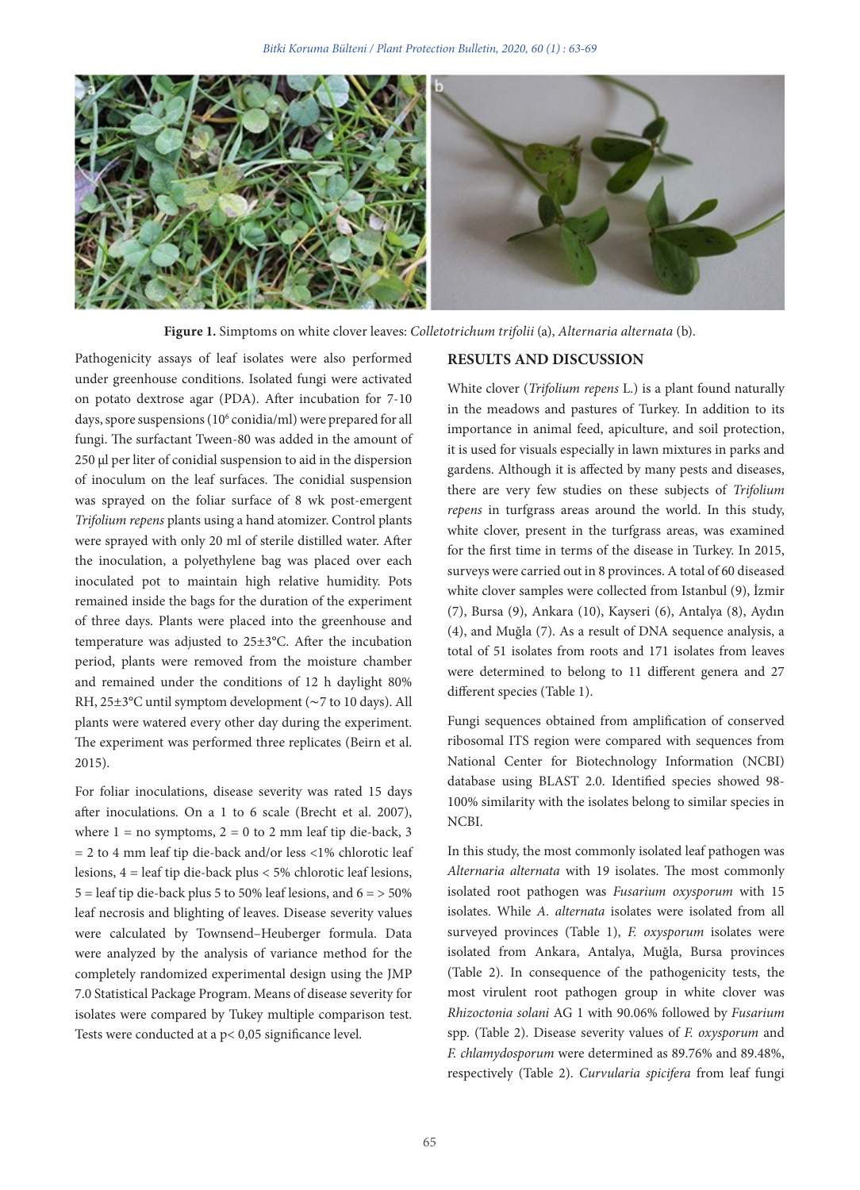**Figure 1.** Simptoms on white clover leaves: *Colletotrichum trifolii* (a), *Alternaria alternata* (b).

Pathogenicity assays of leaf isolates were also performed under greenhouse conditions. Isolated fungi were activated on potato dextrose agar (PDA). After incubation for 7-10 days, spore suspensions ($10^6$ conidia/ml) were prepared for all fungi. The surfactant Tween-80 was added in the amount of 250 µl per liter of conidial suspension to aid in the dispersion of inoculum on the leaf surfaces. The conidial suspension was sprayed on the foliar surface of 8 wk post-emergent *Trifolium repens* plants using a hand atomizer. Control plants were sprayed with only 20 ml of sterile distilled water. After the inoculation, a polyethylene bag was placed over each inoculated pot to maintain high relative humidity. Pots remained inside the bags for the duration of the experiment of three days. Plants were placed into the greenhouse and temperature was adjusted to 25±3°C. After the incubation period, plants were removed from the moisture chamber and remained under the conditions of 12 h daylight 80% RH, 25±3°C until symptom development (~7 to 10 days). All plants were watered every other day during the experiment. The experiment was performed three replicates (Beirn et al. 2015).

For foliar inoculations, disease severity was rated 15 days after inoculations. On a 1 to 6 scale (Brecht et al. 2007), where 1 = no symptoms, 2 = 0 to 2 mm leaf tip die-back, 3 = 2 to 4 mm leaf tip die-back and/or less <1% chlorotic leaf lesions, 4 = leaf tip die-back plus < 5% chlorotic leaf lesions, 5 = leaf tip die-back plus 5 to 50% leaf lesions, and 6 = > 50% leaf necrosis and blighting of leaves. Disease severity values were calculated by Townsend–Heuberger formula. Data were analyzed by the analysis of variance method for the completely randomized experimental design using the JMP 7.0 Statistical Package Program. Means of disease severity for isolates were compared by Tukey multiple comparison test. Tests were conducted at a p< 0,05 significance level.

## RESULTS AND DISCUSSION

White clover (*Trifolium repens* L.) is a plant found naturally in the meadows and pastures of Turkey. In addition to its importance in animal feed, apiculture, and soil protection, it is used for visuals especially in lawn mixtures in parks and gardens. Although it is affected by many pests and diseases, there are very few studies on these subjects of *Trifolium repens* in turfgrass areas around the world. In this study, white clover, present in the turfgrass areas, was examined for the first time in terms of the disease in Turkey. In 2015, surveys were carried out in 8 provinces. A total of 60 diseased white clover samples were collected from Istanbul (9), İzmir (7), Bursa (9), Ankara (10), Kayseri (6), Antalya (8), Aydın (4), and Muğla (7). As a result of DNA sequence analysis, a total of 51 isolates from roots and 171 isolates from leaves were determined to belong to 11 different genera and 27 different species (Table 1).

Fungi sequences obtained from amplification of conserved ribosomal ITS region were compared with sequences from National Center for Biotechnology Information (NCBI) database using BLAST 2.0. Identified species showed 98-100% similarity with the isolates belong to similar species in NCBI.

In this study, the most commonly isolated leaf pathogen was *Alternaria alternata* with 19 isolates. The most commonly isolated root pathogen was *Fusarium oxysporum* with 15 isolates. While *A. alternata* isolates were isolated from all surveyed provinces (Table 1), *F. oxysporum* isolates were isolated from Ankara, Antalya, Muğla, Bursa provinces (Table 2). In consequence of the pathogenicity tests, the most virulent root pathogen group in white clover was *Rhizoctonia solani* AG 1 with 90.06% followed by *Fusarium* spp. (Table 2). Disease severity values of *F. oxysporum* and *F. chlamydosporum* were determined as 89.76% and 89.48%, respectively (Table 2). *Curvularia spicifera* from leaf fungi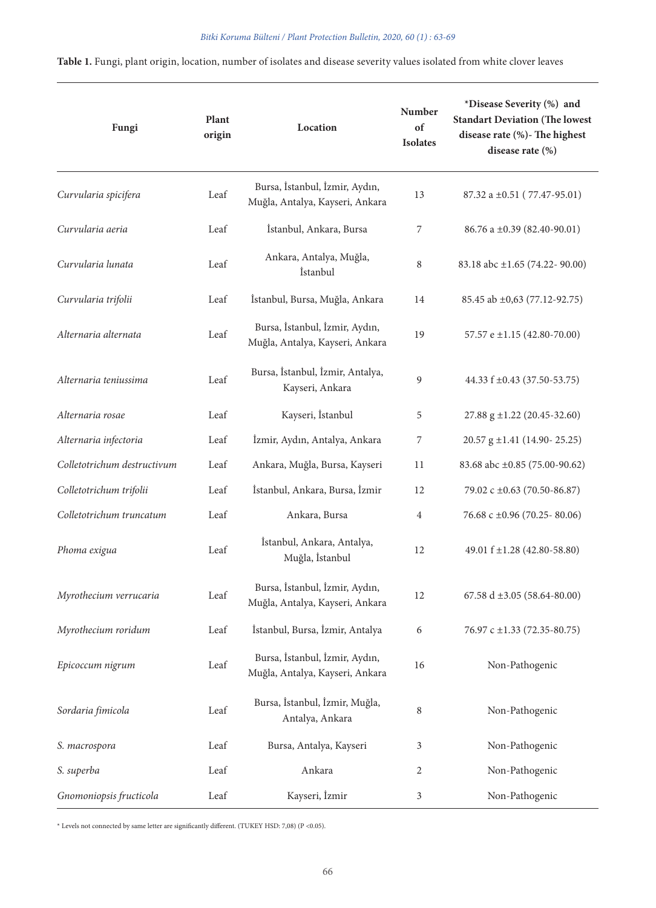**Table 1.** Fungi, plant origin, location, number of isolates and disease severity values isolated from white clover leaves

| Fungi | Plant origin | Location | Number of Isolates | *Disease Severity (%) and Standart Deviation (The lowest disease rate (%)- The highest disease rate (%) |
|---|---|---|---|---|
| *Curvularia spicifera* | Leaf | Bursa, İstanbul, İzmir, Aydın, Muğla, Antalya, Kayseri, Ankara | 13 | 87.32 a ±0.51 ( 77.47-95.01) |
| *Curvularia aeria* | Leaf | İstanbul, Ankara, Bursa | 7 | 86.76 a ±0.39 (82.40-90.01) |
| *Curvularia lunata* | Leaf | Ankara, Antalya, Muğla, İstanbul | 8 | 83.18 abc ±1.65 (74.22- 90.00) |
| *Curvularia trifolii* | Leaf | İstanbul, Bursa, Muğla, Ankara | 14 | 85.45 ab ±0,63 (77.12-92.75) |
| *Alternaria alternata* | Leaf | Bursa, İstanbul, İzmir, Aydın, Muğla, Antalya, Kayseri, Ankara | 19 | 57.57 e ±1.15 (42.80-70.00) |
| *Alternaria teniussima* | Leaf | Bursa, İstanbul, İzmir, Antalya, Kayseri, Ankara | 9 | 44.33 f ±0.43 (37.50-53.75) |
| *Alternaria rosae* | Leaf | Kayseri, İstanbul | 5 | 27.88 g ±1.22 (20.45-32.60) |
| *Alternaria infectoria* | Leaf | İzmir, Aydın, Antalya, Ankara | 7 | 20.57 g ±1.41 (14.90- 25.25) |
| *Colletotrichum destructivum* | Leaf | Ankara, Muğla, Bursa, Kayseri | 11 | 83.68 abc ±0.85 (75.00-90.62) |
| *Colletotrichum trifolii* | Leaf | İstanbul, Ankara, Bursa, İzmir | 12 | 79.02 c ±0.63 (70.50-86.87) |
| *Colletotrichum truncatum* | Leaf | Ankara, Bursa | 4 | 76.68 c ±0.96 (70.25- 80.06) |
| *Phoma exigua* | Leaf | İstanbul, Ankara, Antalya, Muğla, İstanbul | 12 | 49.01 f ±1.28 (42.80-58.80) |
| *Myrothecium verrucaria* | Leaf | Bursa, İstanbul, İzmir, Aydın, Muğla, Antalya, Kayseri, Ankara | 12 | 67.58 d ±3.05 (58.64-80.00) |
| *Myrothecium roridum* | Leaf | İstanbul, Bursa, İzmir, Antalya | 6 | 76.97 c ±1.33 (72.35-80.75) |
| *Epicoccum nigrum* | Leaf | Bursa, İstanbul, İzmir, Aydın, Muğla, Antalya, Kayseri, Ankara | 16 | Non-Pathogenic |
| *Sordaria fimicola* | Leaf | Bursa, İstanbul, İzmir, Muğla, Antalya, Ankara | 8 | Non-Pathogenic |
| *S. macrospora* | Leaf | Bursa, Antalya, Kayseri | 3 | Non-Pathogenic |
| *S. superba* | Leaf | Ankara | 2 | Non-Pathogenic |
| *Gnomoniopsis fructicola* | Leaf | Kayseri, İzmir | 3 | Non-Pathogenic |

\* Levels not connected by same letter are significantly different. (TUKEY HSD: 7,08) ($P < 0.05$).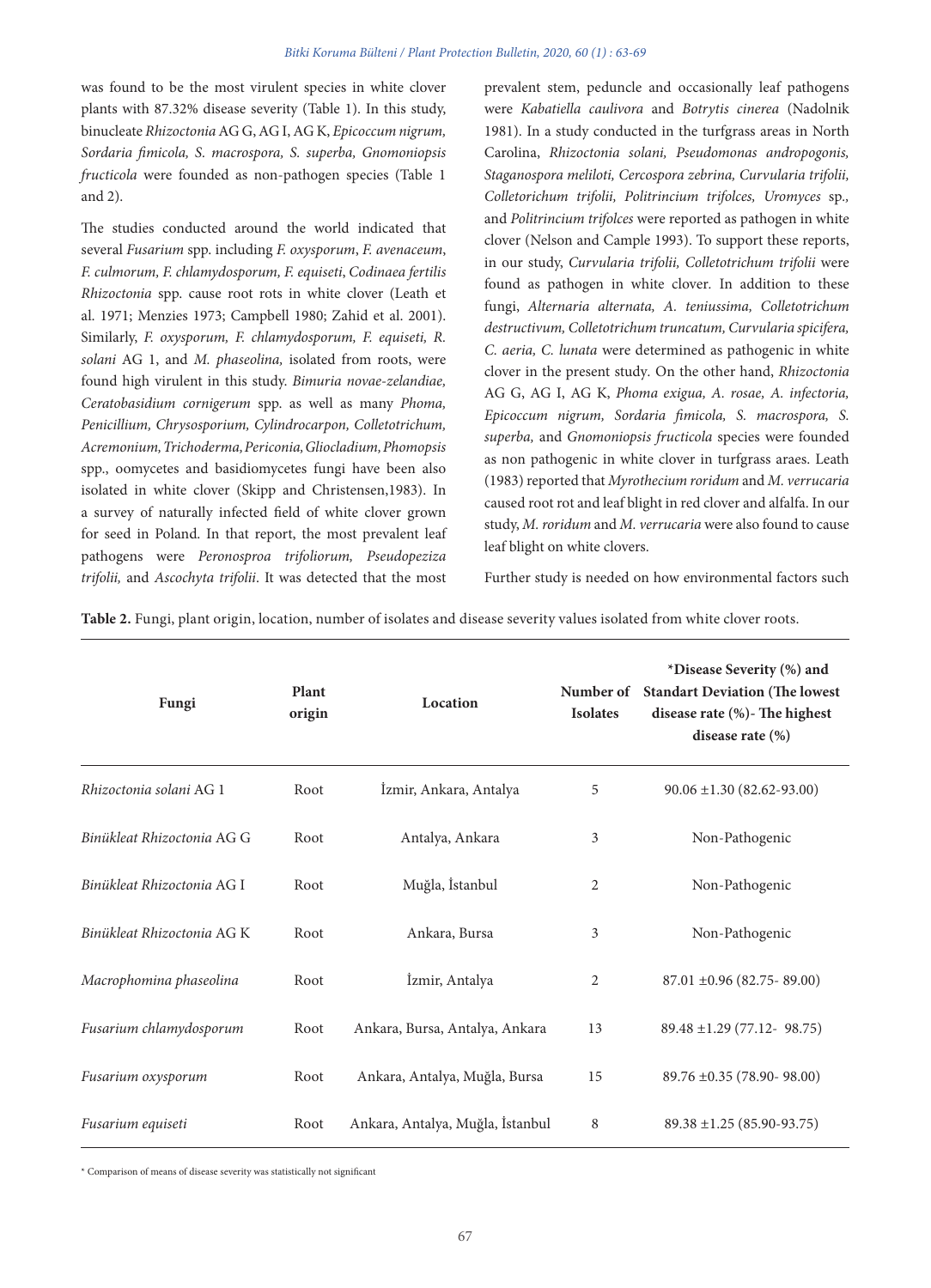was found to be the most virulent species in white clover plants with 87.32% disease severity (Table 1). In this study, binucleate *Rhizoctonia* AG G, AG I, AG K, *Epicoccum nigrum, Sordaria fimicola, S. macrospora, S. superba, Gnomoniopsis fructicola* were founded as non-pathogen species (Table 1 and 2).

The studies conducted around the world indicated that several *Fusarium* spp. including *F. oxysporum*, *F. avenaceum*, *F. culmorum, F. chlamydosporum, F. equiseti*, *Codinaea fertilis Rhizoctonia* spp. cause root rots in white clover (Leath et al. 1971; Menzies 1973; Campbell 1980; Zahid et al. 2001). Similarly, *F. oxysporum, F. chlamydosporum, F. equiseti, R. solani* AG 1, and *M. phaseolina,* isolated from roots, were found high virulent in this study. *Bimuria novae-zelandiae, Ceratobasidium cornigerum* spp. as well as many *Phoma, Penicillium, Chrysosporium, Cylindrocarpon, Colletotrichum, Acremonium, Trichoderma, Periconia, Gliocladium, Phomopsis* spp., oomycetes and basidiomycetes fungi have been also isolated in white clover (Skipp and Christensen,1983). In a survey of naturally infected field of white clover grown for seed in Poland. In that report, the most prevalent leaf pathogens were *Peronosproa trifoliorum, Pseudopeziza trifolii,* and *Ascochyta trifolii*. It was detected that the most prevalent stem, peduncle and occasionally leaf pathogens were *Kabatiella caulivora* and *Botrytis cinerea* (Nadolnik 1981). In a study conducted in the turfgrass areas in North Carolina, *Rhizoctonia solani, Pseudomonas andropogonis, Staganospora meliloti, Cercospora zebrina, Curvularia trifolii, Colletorichum trifolii, Politrincium trifolces, Uromyces* sp., and *Politrincium trifolces* were reported as pathogen in white clover (Nelson and Cample 1993). To support these reports, in our study, *Curvularia trifolii, Colletotrichum trifolii* were found as pathogen in white clover. In addition to these fungi, *Alternaria alternata, A. teniussima, Colletotrichum destructivum, Colletotrichum truncatum, Curvularia spicifera, C. aeria, C. lunata* were determined as pathogenic in white clover in the present study. On the other hand, *Rhizoctonia* AG G, AG I, AG K, *Phoma exigua, A. rosae, A. infectoria, Epicoccum nigrum, Sordaria fimicola, S. macrospora, S. superba,* and *Gnomoniopsis fructicola* species were founded as non pathogenic in white clover in turfgrass araes. Leath (1983) reported that *Myrothecium roridum* and *M. verrucaria* caused root rot and leaf blight in red clover and alfalfa. In our study, *M. roridum* and *M. verrucaria* were also found to cause leaf blight on white clovers.

Further study is needed on how environmental factors such

**Table 2.** Fungi, plant origin, location, number of isolates and disease severity values isolated from white clover roots.

| Fungi | Plant origin | Location | Number of Isolates | *Disease Severity (%) and Standart Deviation (The lowest disease rate (%)- The highest disease rate (%) |
|---|---|---|---|---|
| *Rhizoctonia solani* AG 1 | Root | İzmir, Ankara, Antalya | 5 | 90.06 ±1.30 (82.62-93.00) |
| Binükleat *Rhizoctonia* AG G | Root | Antalya, Ankara | 3 | Non-Pathogenic |
| Binükleat *Rhizoctonia* AG I | Root | Muğla, İstanbul | 2 | Non-Pathogenic |
| Binükleat *Rhizoctonia* AG K | Root | Ankara, Bursa | 3 | Non-Pathogenic |
| *Macrophomina phaseolina* | Root | İzmir, Antalya | 2 | 87.01 ±0.96 (82.75- 89.00) |
| *Fusarium chlamydosporum* | Root | Ankara, Bursa, Antalya, Ankara | 13 | 89.48 ±1.29 (77.12- 98.75) |
| *Fusarium oxysporum* | Root | Ankara, Antalya, Muğla, Bursa | 15 | 89.76 ±0.35 (78.90- 98.00) |
| *Fusarium equiseti* | Root | Ankara, Antalya, Muğla, İstanbul | 8 | 89.38 ±1.25 (85.90-93.75) |

\* Comparison of means of disease severity was statistically not significant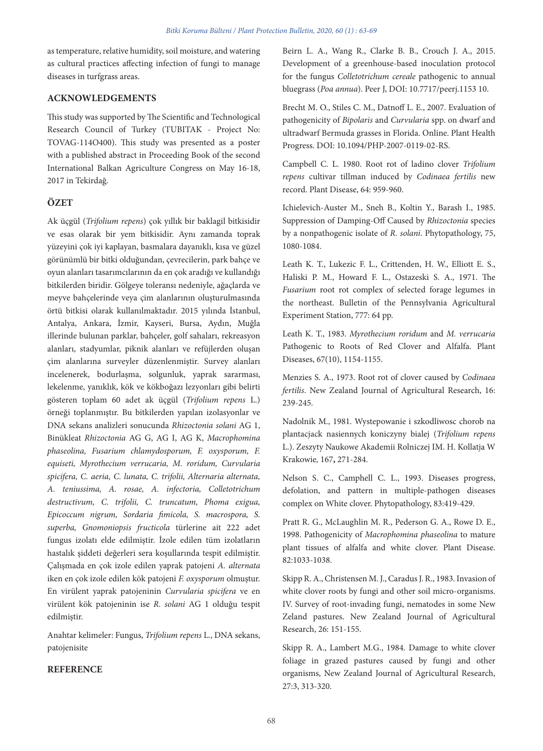as temperature, relative humidity, soil moisture, and watering as cultural practices affecting infection of fungi to manage diseases in turfgrass areas.

## ACKNOWLEDGEMENTS

This study was supported by The Scientific and Technological Research Council of Turkey (TUBITAK - Project No: TOVAG-114O400). This study was presented as a poster with a published abstract in Proceeding Book of the second International Balkan Agriculture Congress on May 16-18, 2017 in Tekirdağ.

## ÖZET

Ak üçgül (*Trifolium repens*) çok yıllık bir baklagil bitkisidir ve esas olarak bir yem bitkisidir. Aynı zamanda toprak yüzeyini çok iyi kaplayan, basmalara dayanıklı, kısa ve güzel görünümlü bir bitki olduğundan, çevrecilerin, park bahçe ve oyun alanları tasarımcılarının da en çok aradığı ve kullandığı bitkilerden biridir. Gölgeye toleransı nedeniyle, ağaçlarda ve meyve bahçelerinde veya çim alanlarının oluşturulmasında örtü bitkisi olarak kullanılmaktadır. 2015 yılında İstanbul, Antalya, Ankara, İzmir, Kayseri, Bursa, Aydın, Muğla illerinde bulunan parklar, bahçeler, golf sahaları, rekreasyon alanları, stadyumlar, piknik alanları ve refüjlerden oluşan çim alanlarına surveyler düzenlenmiştir. Survey alanları incelenerek, bodurlaşma, solgunluk, yaprak sararması, lekelenme, yanıklık, kök ve kökboğazı lezyonları gibi belirti gösteren toplam 60 adet ak üçgül (*Trifolium repens* L.) örneği toplanmıştır. Bu bitkilerden yapılan izolasyonlar ve DNA sekans analizleri sonucunda *Rhizoctonia solani* AG 1, Binükleat *Rhizoctonia* AG G, AG I, AG K, *Macrophomina phaseolina, Fusarium chlamydosporum, F. oxysporum, F. equiseti, Myrothecium verrucaria, M. roridum, Curvularia spicifera, C. aeria, C. lunata, C. trifolii, Alternaria alternata, A. teniussima, A. rosae, A. infectoria, Colletotrichum destructivum, C. trifolii, C. truncatum, Phoma exigua, Epicoccum nigrum, Sordaria fimicola, S. macrospora, S. superba, Gnomoniopsis fructicola* türlerine ait 222 adet fungus izolatı elde edilmiştir. İzole edilen tüm izolatların hastalık şiddeti değerleri sera koşullarında tespit edilmiştir. Çalışmada en çok izole edilen yaprak patojeni *A. alternata* iken en çok izole edilen kök patojeni *F. oxysporum* olmuştur. En virülent yaprak patojeninin *Curvularia spicifera* ve en virülent kök patojeninin ise *R. solani* AG 1 olduğu tespit edilmiştir.

Anahtar kelimeler: Fungus, *Trifolium repens* L., DNA sekans, patojenisite

## REFERENCE

Beirn L. A., Wang R., Clarke B. B., Crouch J. A., 2015. Development of a greenhouse-based inoculation protocol for the fungus *Colletotrichum cereale* pathogenic to annual bluegrass (*Poa annua*). Peer J, DOI: 10.7717/peerj.1153 10.

Brecht M. O., Stiles C. M., Datnoff L. E., 2007. Evaluation of pathogenicity of *Bipolaris* and *Curvularia* spp. on dwarf and ultradwarf Bermuda grasses in Florida. Online. Plant Health Progress. DOI: 10.1094/PHP-2007-0119-02-RS.

Campbell C. L. 1980. Root rot of ladino clover *Trifolium repens* cultivar tillman induced by *Codinaea fertilis* new record. Plant Disease, 64: 959-960.

Ichielevich-Auster M., Sneh B., Koltin Y., Barash I., 1985. Suppression of Damping-Off Caused by *Rhizoctonia* species by a nonpathogenic isolate of *R. solani*. Phytopathology, 75, 1080-1084.

Leath K. T., Lukezic F. L., Crittenden, H. W., Elliott E. S., Haliski P. M., Howard F. L., Ostazeski S. A., 1971. The *Fusarium* root rot complex of selected forage legumes in the northeast. Bulletin of the Pennsylvania Agricultural Experiment Station, 777: 64 pp.

Leath K. T., 1983. *Myrothecium roridum* and *M. verrucaria* Pathogenic to Roots of Red Clover and Alfalfa. Plant Diseases, 67(10), 1154-1155.

Menzies S. A., 1973. Root rot of clover caused by *Codinaea fertilis*. New Zealand Journal of Agricultural Research, 16: 239-245.

Nadolnik M., 1981. Wystepowanie i szkodliwosc chorob na plantacjack nasiennych koniczyny bialej (*Trifolium repens* L.). Zeszyty Naukowe Akademii Rolniczej IM. H. Kollatja W Krakowie, 167**,** 271-284.

Nelson S. C., Camphell C. L., 1993. Diseases progress, defolation, and pattern in multiple-pathogen diseases complex on White clover. Phytopathology, 83:419-429.

Pratt R. G., McLaughlin M. R., Pederson G. A., Rowe D. E., 1998. Pathogenicity of *Macrophomina phaseolina* to mature plant tissues of alfalfa and white clover. Plant Disease. 82:1033-1038.

Skipp R. A., Christensen M. J., Caradus J. R., 1983. Invasion of white clover roots by fungi and other soil micro-organisms. IV. Survey of root-invading fungi, nematodes in some New Zeland pastures. New Zealand Journal of Agricultural Research, 26: 151-155.

Skipp R. A., Lambert M.G., 1984. Damage to white clover foliage in grazed pastures caused by fungi and other organisms, New Zealand Journal of Agricultural Research, 27:3, 313-320.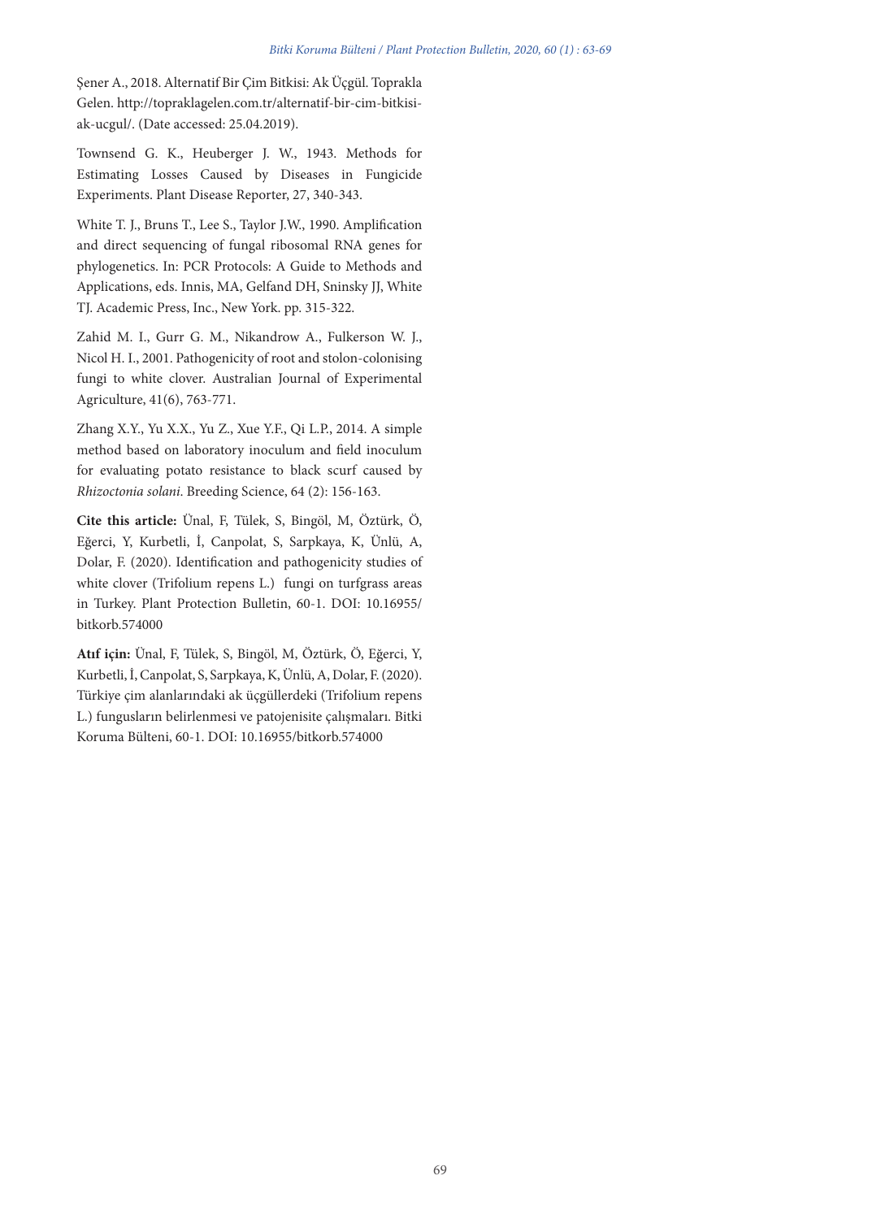Şener A., 2018. Alternatif Bir Çim Bitkisi: Ak Üçgül. Toprakla Gelen. http://topraklagelen.com.tr/alternatif-bir-cim-bitkisi-ak-ucgul/. (Date accessed: 25.04.2019).

Townsend G. K., Heuberger J. W., 1943. Methods for Estimating Losses Caused by Diseases in Fungicide Experiments. Plant Disease Reporter, 27, 340-343.

White T. J., Bruns T., Lee S., Taylor J.W., 1990. Amplification and direct sequencing of fungal ribosomal RNA genes for phylogenetics. In: PCR Protocols: A Guide to Methods and Applications, eds. Innis, MA, Gelfand DH, Sninsky JJ, White TJ. Academic Press, Inc., New York. pp. 315-322.

Zahid M. I., Gurr G. M., Nikandrow A., Fulkerson W. J., Nicol H. I., 2001. Pathogenicity of root and stolon-colonising fungi to white clover. Australian Journal of Experimental Agriculture, 41(6), 763-771.

Zhang X.Y., Yu X.X., Yu Z., Xue Y.F., Qi L.P., 2014. A simple method based on laboratory inoculum and field inoculum for evaluating potato resistance to black scurf caused by *Rhizoctonia solani*. Breeding Science, 64 (2): 156-163.

**Cite this article:** Ünal, F, Tülek, S, Bingöl, M, Öztürk, Ö, Eğerci, Y, Kurbetli, İ, Canpolat, S, Sarpkaya, K, Ünlü, A, Dolar, F. (2020). Identification and pathogenicity studies of white clover (Trifolium repens L.) fungi on turfgrass areas in Turkey. Plant Protection Bulletin, 60-1. DOI: 10.16955/bitkorb.574000

**Atıf için:** Ünal, F, Tülek, S, Bingöl, M, Öztürk, Ö, Eğerci, Y, Kurbetli, İ, Canpolat, S, Sarpkaya, K, Ünlü, A, Dolar, F. (2020). Türkiye çim alanlarındaki ak üçgüllerdeki (Trifolium repens L.) fungusların belirlenmesi ve patojenisite çalışmaları. Bitki Koruma Bülteni, 60-1. DOI: 10.16955/bitkorb.574000